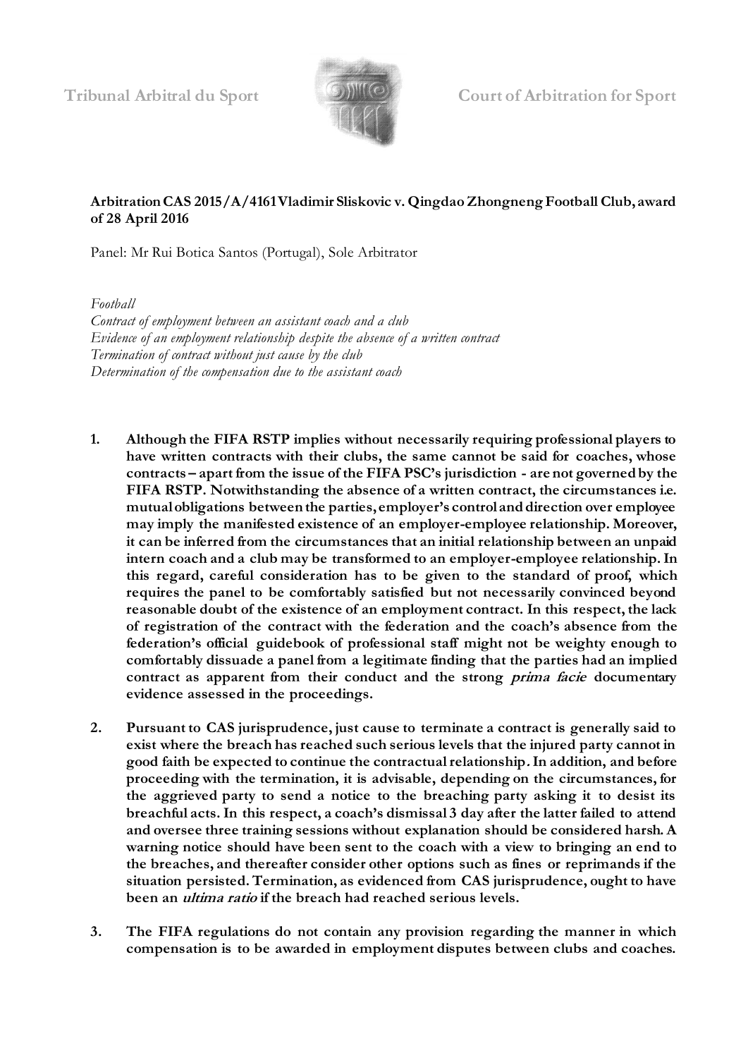Tribunal Arbitral du Sport Court of Arbitration for Sport

**Arbitration CAS 2015/A/4161 Vladimir Sliskovic v. Qingdao Zhongneng Football Club, award of 28 April 2016**

Panel: Mr Rui Botica Santos (Portugal), Sole Arbitrator

*Football*
*Contract of employment between an assistant coach and a club*
*Evidence of an employment relationship despite the absence of a written contract*
*Termination of contract without just cause by the club*
*Determination of the compensation due to the assistant coach*

1. **Although the FIFA RSTP implies without necessarily requiring professional players to have written contracts with their clubs, the same cannot be said for coaches, whose contracts – apart from the issue of the FIFA PSC's jurisdiction - are not governed by the FIFA RSTP. Notwithstanding the absence of a written contract, the circumstances i.e. mutual obligations between the parties, employer's control and direction over employee may imply the manifested existence of an employer-employee relationship. Moreover, it can be inferred from the circumstances that an initial relationship between an unpaid intern coach and a club may be transformed to an employer-employee relationship. In this regard, careful consideration has to be given to the standard of proof, which requires the panel to be comfortably satisfied but not necessarily convinced beyond reasonable doubt of the existence of an employment contract. In this respect, the lack of registration of the contract with the federation and the coach's absence from the federation's official guidebook of professional staff might not be weighty enough to comfortably dissuade a panel from a legitimate finding that the parties had an implied contract as apparent from their conduct and the strong *prima facie* documentary evidence assessed in the proceedings.**

2. **Pursuant to CAS jurisprudence, just cause to terminate a contract is generally said to exist where the breach has reached such serious levels that the injured party cannot in good faith be expected to continue the contractual relationship. In addition, and before proceeding with the termination, it is advisable, depending on the circumstances, for the aggrieved party to send a notice to the breaching party asking it to desist its breachful acts. In this respect, a coach's dismissal 3 day after the latter failed to attend and oversee three training sessions without explanation should be considered harsh. A warning notice should have been sent to the coach with a view to bringing an end to the breaches, and thereafter consider other options such as fines or reprimands if the situation persisted. Termination, as evidenced from CAS jurisprudence, ought to have been an *ultima ratio* if the breach had reached serious levels.**

3. **The FIFA regulations do not contain any provision regarding the manner in which compensation is to be awarded in employment disputes between clubs and coaches.**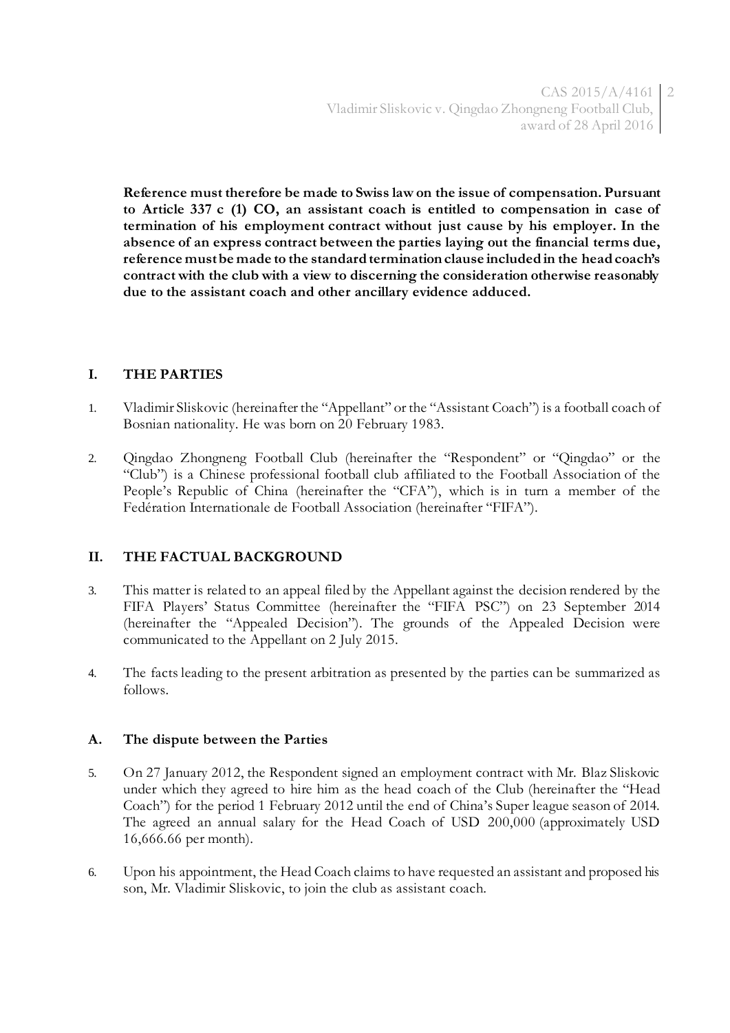**Reference must therefore be made to Swiss law on the issue of compensation. Pursuant to Article 337 c (1) CO, an assistant coach is entitled to compensation in case of termination of his employment contract without just cause by his employer. In the absence of an express contract between the parties laying out the financial terms due, reference must be made to the standard termination clause included in the head coach's contract with the club with a view to discerning the consideration otherwise reasonably due to the assistant coach and other ancillary evidence adduced.**

## I. THE PARTIES

1. Vladimir Sliskovic (hereinafter the "Appellant" or the "Assistant Coach") is a football coach of Bosnian nationality. He was born on 20 February 1983.

2. Qingdao Zhongneng Football Club (hereinafter the "Respondent" or "Qingdao" or the "Club") is a Chinese professional football club affiliated to the Football Association of the People's Republic of China (hereinafter the "CFA"), which is in turn a member of the Fedération Internationale de Football Association (hereinafter "FIFA").

## II. THE FACTUAL BACKGROUND

3. This matter is related to an appeal filed by the Appellant against the decision rendered by the FIFA Players' Status Committee (hereinafter the "FIFA PSC") on 23 September 2014 (hereinafter the "Appealed Decision"). The grounds of the Appealed Decision were communicated to the Appellant on 2 July 2015.

4. The facts leading to the present arbitration as presented by the parties can be summarized as follows.

### A. The dispute between the Parties

5. On 27 January 2012, the Respondent signed an employment contract with Mr. Blaz Sliskovic under which they agreed to hire him as the head coach of the Club (hereinafter the "Head Coach") for the period 1 February 2012 until the end of China's Super league season of 2014. The agreed an annual salary for the Head Coach of USD 200,000 (approximately USD 16,666.66 per month).

6. Upon his appointment, the Head Coach claims to have requested an assistant and proposed his son, Mr. Vladimir Sliskovic, to join the club as assistant coach.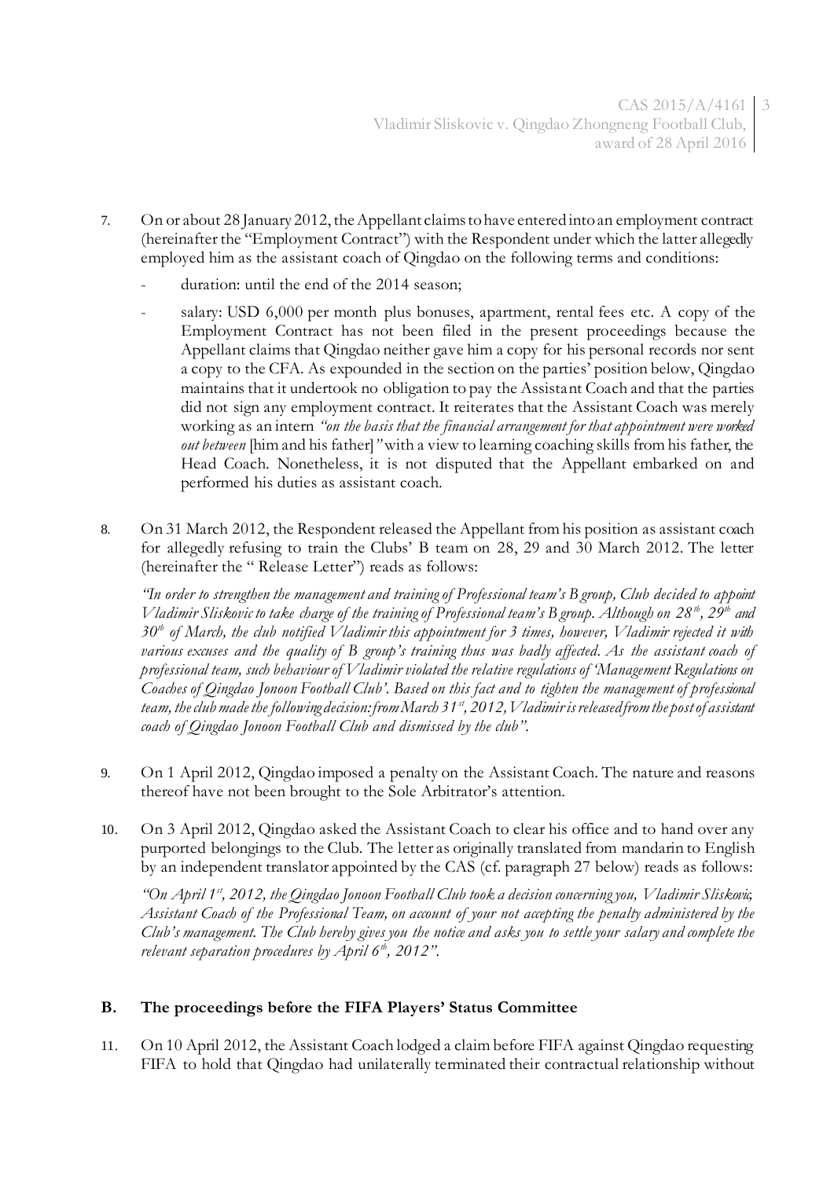7. On or about 28 January 2012, the Appellant claims to have entered into an employment contract (hereinafter the "Employment Contract") with the Respondent under which the latter allegedly employed him as the assistant coach of Qingdao on the following terms and conditions:

   - duration: until the end of the 2014 season;
   - salary: USD 6,000 per month plus bonuses, apartment, rental fees etc. A copy of the Employment Contract has not been filed in the present proceedings because the Appellant claims that Qingdao neither gave him a copy for his personal records nor sent a copy to the CFA. As expounded in the section on the parties' position below, Qingdao maintains that it undertook no obligation to pay the Assistant Coach and that the parties did not sign any employment contract. It reiterates that the Assistant Coach was merely working as an intern *"on the basis that the financial arrangement for that appointment were worked out between* [him and his father]*"* with a view to learning coaching skills from his father, the Head Coach. Nonetheless, it is not disputed that the Appellant embarked on and performed his duties as assistant coach.

8. On 31 March 2012, the Respondent released the Appellant from his position as assistant coach for allegedly refusing to train the Clubs' B team on 28, 29 and 30 March 2012. The letter (hereinafter the " Release Letter") reads as follows:

   *"In order to strengthen the management and training of Professional team's B group, Club decided to appoint Vladimir Sliskovic to take charge of the training of Professional team's B group. Although on 28th, 29th and 30th of March, the club notified Vladimir this appointment for 3 times, however, Vladimir rejected it with various excuses and the quality of B group's training thus was badly affected. As the assistant coach of professional team, such behaviour of Vladimir violated the relative regulations of 'Management Regulations on Coaches of Qingdao Jonoon Football Club'. Based on this fact and to tighten the management of professional team, the club made the following decision: from March 31st, 2012, Vladimir is released from the post of assistant coach of Qingdao Jonoon Football Club and dismissed by the club".*

9. On 1 April 2012, Qingdao imposed a penalty on the Assistant Coach. The nature and reasons thereof have not been brought to the Sole Arbitrator's attention.

10. On 3 April 2012, Qingdao asked the Assistant Coach to clear his office and to hand over any purported belongings to the Club. The letter as originally translated from mandarin to English by an independent translator appointed by the CAS (cf. paragraph 27 below) reads as follows:

    *"On April 1st, 2012, the Qingdao Jonoon Football Club took a decision concerning you, Vladimir Sliskovic, Assistant Coach of the Professional Team, on account of your not accepting the penalty administered by the Club's management. The Club hereby gives you the notice and asks you to settle your salary and complete the relevant separation procedures by April 6th, 2012".*

## B. The proceedings before the FIFA Players' Status Committee

11. On 10 April 2012, the Assistant Coach lodged a claim before FIFA against Qingdao requesting FIFA to hold that Qingdao had unilaterally terminated their contractual relationship without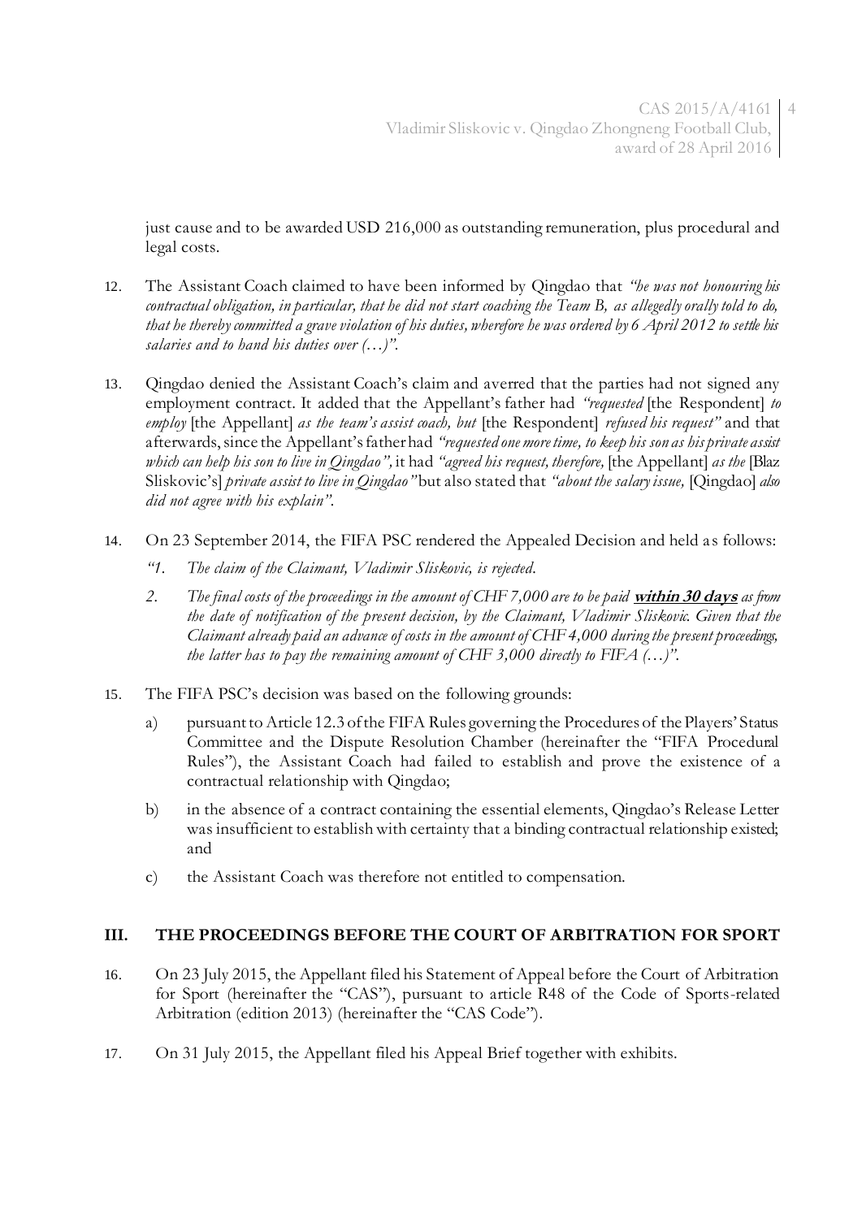just cause and to be awarded USD 216,000 as outstanding remuneration, plus procedural and legal costs.

12. The Assistant Coach claimed to have been informed by Qingdao that *"he was not honouring his contractual obligation, in particular, that he did not start coaching the Team B, as allegedly orally told to do, that he thereby committed a grave violation of his duties, wherefore he was ordered by 6 April 2012 to settle his salaries and to hand his duties over (…)"*.

13. Qingdao denied the Assistant Coach's claim and averred that the parties had not signed any employment contract. It added that the Appellant's father had *"requested* [the Respondent] *to employ* [the Appellant] *as the team's assist coach, but* [the Respondent] *refused his request"* and that afterwards, since the Appellant's father had *"requested one more time, to keep his son as his private assist which can help his son to live in Qingdao"*, it had *"agreed his request, therefore,* [the Appellant] *as the* [Blaz Sliskovic's] *private assist to live in Qingdao"* but also stated that *"about the salary issue,* [Qingdao] *also did not agree with his explain"*.

14. On 23 September 2014, the FIFA PSC rendered the Appealed Decision and held as follows:

    *"1. The claim of the Claimant, Vladimir Sliskovic, is rejected.*

    *2. The final costs of the proceedings in the amount of CHF 7,000 are to be paid* ***within 30 days*** *as from the date of notification of the present decision, by the Claimant, Vladimir Sliskovic. Given that the Claimant already paid an advance of costs in the amount of CHF 4,000 during the present proceedings, the latter has to pay the remaining amount of CHF 3,000 directly to FIFA (…)"*.

15. The FIFA PSC's decision was based on the following grounds:

    a) pursuant to Article 12.3 of the FIFA Rules governing the Procedures of the Players' Status Committee and the Dispute Resolution Chamber (hereinafter the "FIFA Procedural Rules"), the Assistant Coach had failed to establish and prove the existence of a contractual relationship with Qingdao;

    b) in the absence of a contract containing the essential elements, Qingdao's Release Letter was insufficient to establish with certainty that a binding contractual relationship existed; and

    c) the Assistant Coach was therefore not entitled to compensation.

## III. THE PROCEEDINGS BEFORE THE COURT OF ARBITRATION FOR SPORT

16. On 23 July 2015, the Appellant filed his Statement of Appeal before the Court of Arbitration for Sport (hereinafter the "CAS"), pursuant to article R48 of the Code of Sports-related Arbitration (edition 2013) (hereinafter the "CAS Code").

17. On 31 July 2015, the Appellant filed his Appeal Brief together with exhibits.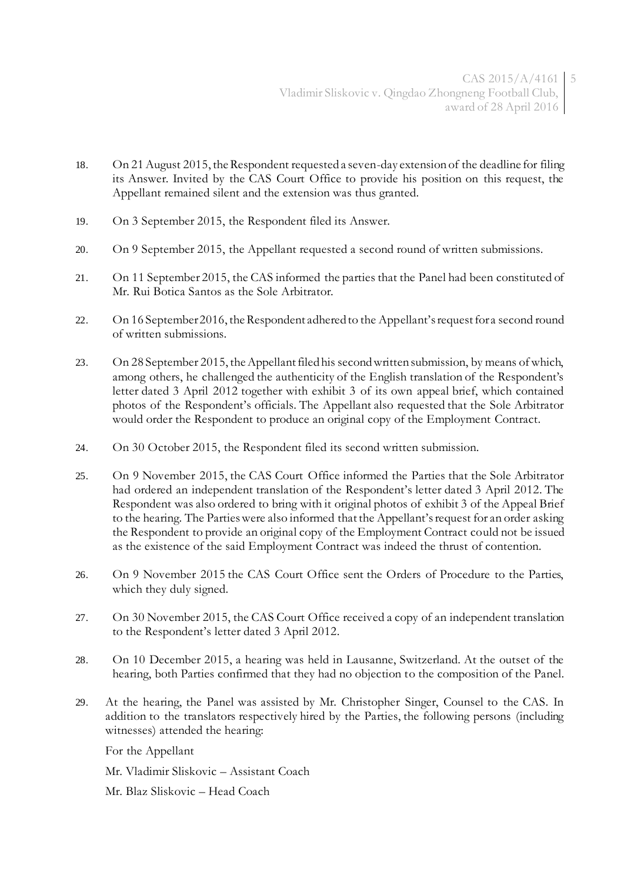18. On 21 August 2015, the Respondent requested a seven-day extension of the deadline for filing its Answer. Invited by the CAS Court Office to provide his position on this request, the Appellant remained silent and the extension was thus granted.

19. On 3 September 2015, the Respondent filed its Answer.

20. On 9 September 2015, the Appellant requested a second round of written submissions.

21. On 11 September 2015, the CAS informed the parties that the Panel had been constituted of Mr. Rui Botica Santos as the Sole Arbitrator.

22. On 16 September 2016, the Respondent adhered to the Appellant's request for a second round of written submissions.

23. On 28 September 2015, the Appellant filed his second written submission, by means of which, among others, he challenged the authenticity of the English translation of the Respondent's letter dated 3 April 2012 together with exhibit 3 of its own appeal brief, which contained photos of the Respondent's officials. The Appellant also requested that the Sole Arbitrator would order the Respondent to produce an original copy of the Employment Contract.

24. On 30 October 2015, the Respondent filed its second written submission.

25. On 9 November 2015, the CAS Court Office informed the Parties that the Sole Arbitrator had ordered an independent translation of the Respondent's letter dated 3 April 2012. The Respondent was also ordered to bring with it original photos of exhibit 3 of the Appeal Brief to the hearing. The Parties were also informed that the Appellant's request for an order asking the Respondent to provide an original copy of the Employment Contract could not be issued as the existence of the said Employment Contract was indeed the thrust of contention.

26. On 9 November 2015 the CAS Court Office sent the Orders of Procedure to the Parties, which they duly signed.

27. On 30 November 2015, the CAS Court Office received a copy of an independent translation to the Respondent's letter dated 3 April 2012.

28. On 10 December 2015, a hearing was held in Lausanne, Switzerland. At the outset of the hearing, both Parties confirmed that they had no objection to the composition of the Panel.

29. At the hearing, the Panel was assisted by Mr. Christopher Singer, Counsel to the CAS. In addition to the translators respectively hired by the Parties, the following persons (including witnesses) attended the hearing:

    For the Appellant

    Mr. Vladimir Sliskovic – Assistant Coach

    Mr. Blaz Sliskovic – Head Coach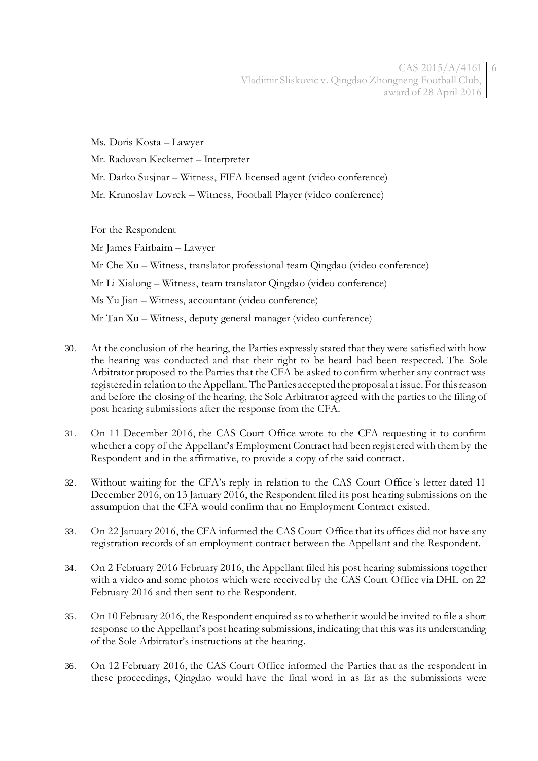Ms. Doris Kosta – Lawyer

Mr. Radovan Keckemet – Interpreter

Mr. Darko Susjnar – Witness, FIFA licensed agent (video conference)

Mr. Krunoslav Lovrek – Witness, Football Player (video conference)

For the Respondent

Mr James Fairbairn – Lawyer

Mr Che Xu – Witness, translator professional team Qingdao (video conference)

Mr Li Xialong – Witness, team translator Qingdao (video conference)

Ms Yu Jian – Witness, accountant (video conference)

Mr Tan Xu – Witness, deputy general manager (video conference)

30. At the conclusion of the hearing, the Parties expressly stated that they were satisfied with how the hearing was conducted and that their right to be heard had been respected. The Sole Arbitrator proposed to the Parties that the CFA be asked to confirm whether any contract was registered in relation to the Appellant. The Parties accepted the proposal at issue. For this reason and before the closing of the hearing, the Sole Arbitrator agreed with the parties to the filing of post hearing submissions after the response from the CFA.

31. On 11 December 2016, the CAS Court Office wrote to the CFA requesting it to confirm whether a copy of the Appellant's Employment Contract had been registered with them by the Respondent and in the affirmative, to provide a copy of the said contract.

32. Without waiting for the CFA's reply in relation to the CAS Court Office´s letter dated 11 December 2016, on 13 January 2016, the Respondent filed its post hearing submissions on the assumption that the CFA would confirm that no Employment Contract existed.

33. On 22 January 2016, the CFA informed the CAS Court Office that its offices did not have any registration records of an employment contract between the Appellant and the Respondent.

34. On 2 February 2016 February 2016, the Appellant filed his post hearing submissions together with a video and some photos which were received by the CAS Court Office via DHL on 22 February 2016 and then sent to the Respondent.

35. On 10 February 2016, the Respondent enquired as to whether it would be invited to file a short response to the Appellant's post hearing submissions, indicating that this was its understanding of the Sole Arbitrator's instructions at the hearing.

36. On 12 February 2016, the CAS Court Office informed the Parties that as the respondent in these proceedings, Qingdao would have the final word in as far as the submissions were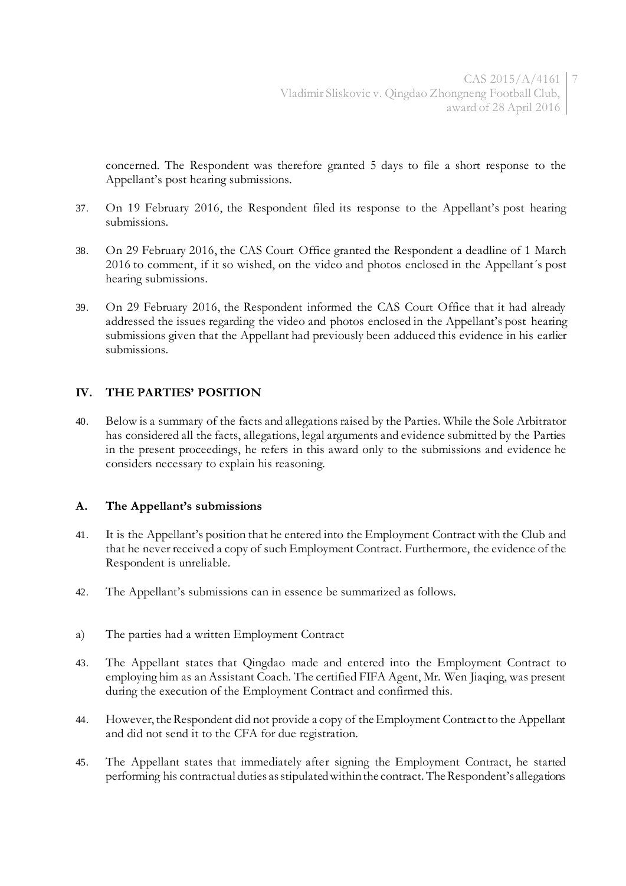concerned. The Respondent was therefore granted 5 days to file a short response to the Appellant's post hearing submissions.

37. On 19 February 2016, the Respondent filed its response to the Appellant's post hearing submissions.

38. On 29 February 2016, the CAS Court Office granted the Respondent a deadline of 1 March 2016 to comment, if it so wished, on the video and photos enclosed in the Appellant´s post hearing submissions.

39. On 29 February 2016, the Respondent informed the CAS Court Office that it had already addressed the issues regarding the video and photos enclosed in the Appellant's post hearing submissions given that the Appellant had previously been adduced this evidence in his earlier submissions.

## IV. THE PARTIES' POSITION

40. Below is a summary of the facts and allegations raised by the Parties. While the Sole Arbitrator has considered all the facts, allegations, legal arguments and evidence submitted by the Parties in the present proceedings, he refers in this award only to the submissions and evidence he considers necessary to explain his reasoning.

### A. The Appellant's submissions

41. It is the Appellant's position that he entered into the Employment Contract with the Club and that he never received a copy of such Employment Contract. Furthermore, the evidence of the Respondent is unreliable.

42. The Appellant's submissions can in essence be summarized as follows.

a) The parties had a written Employment Contract

43. The Appellant states that Qingdao made and entered into the Employment Contract to employing him as an Assistant Coach. The certified FIFA Agent, Mr. Wen Jiaqing, was present during the execution of the Employment Contract and confirmed this.

44. However, the Respondent did not provide a copy of the Employment Contract to the Appellant and did not send it to the CFA for due registration.

45. The Appellant states that immediately after signing the Employment Contract, he started performing his contractual duties as stipulated within the contract. The Respondent's allegations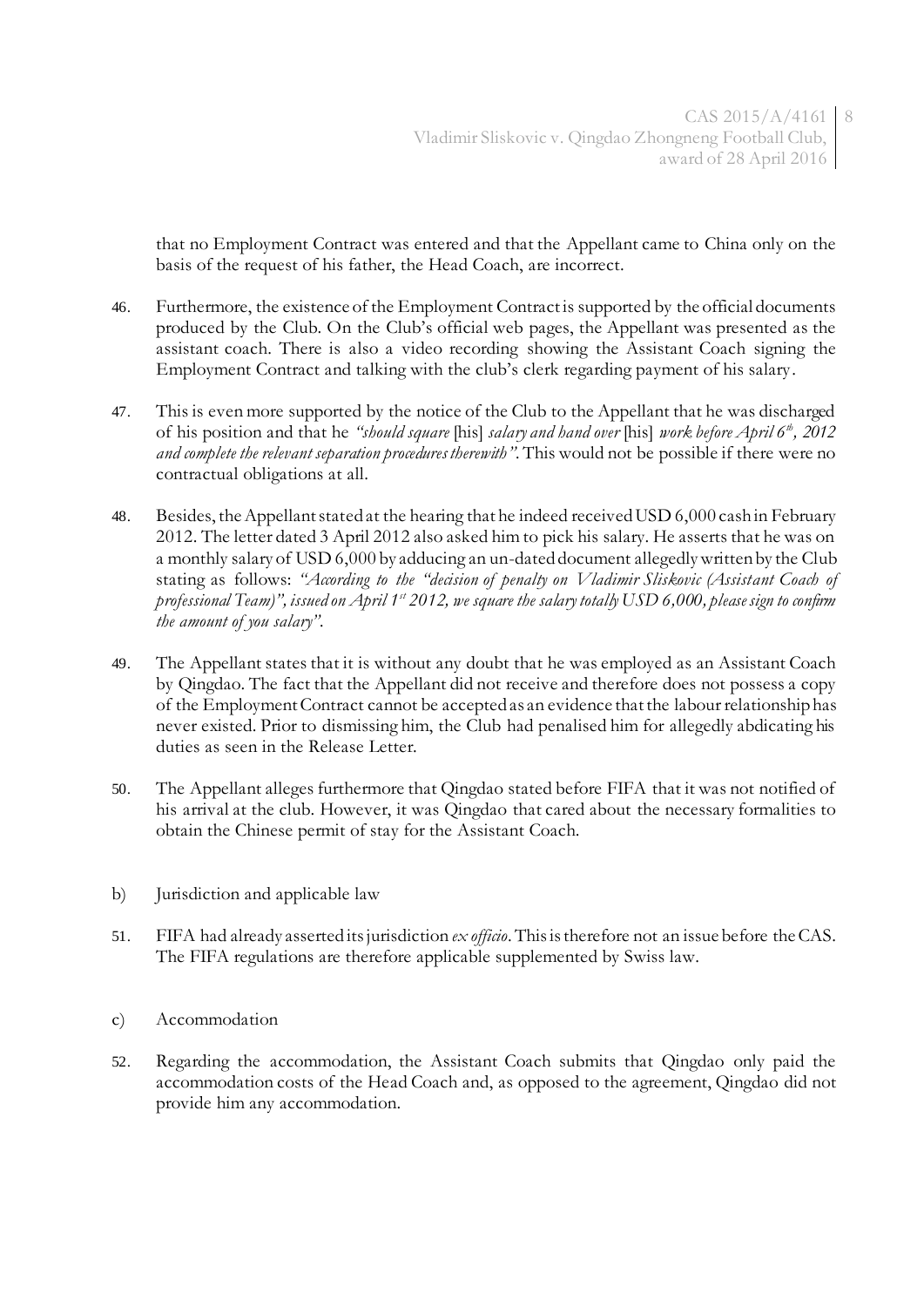that no Employment Contract was entered and that the Appellant came to China only on the basis of the request of his father, the Head Coach, are incorrect.

46. Furthermore, the existence of the Employment Contract is supported by the official documents produced by the Club. On the Club's official web pages, the Appellant was presented as the assistant coach. There is also a video recording showing the Assistant Coach signing the Employment Contract and talking with the club's clerk regarding payment of his salary.

47. This is even more supported by the notice of the Club to the Appellant that he was discharged of his position and that he *"should square* [his] *salary and hand over* [his] *work before April 6th, 2012 and complete the relevant separation procedures therewith"*. This would not be possible if there were no contractual obligations at all.

48. Besides, the Appellant stated at the hearing that he indeed received USD 6,000 cash in February 2012. The letter dated 3 April 2012 also asked him to pick his salary. He asserts that he was on a monthly salary of USD 6,000 by adducing an un-dated document allegedly written by the Club stating as follows: *"According to the "decision of penalty on Vladimir Sliskovic (Assistant Coach of professional Team)", issued on April 1st 2012, we square the salary totally USD 6,000, please sign to confirm the amount of you salary"*.

49. The Appellant states that it is without any doubt that he was employed as an Assistant Coach by Qingdao. The fact that the Appellant did not receive and therefore does not possess a copy of the Employment Contract cannot be accepted as an evidence that the labour relationship has never existed. Prior to dismissing him, the Club had penalised him for allegedly abdicating his duties as seen in the Release Letter.

50. The Appellant alleges furthermore that Qingdao stated before FIFA that it was not notified of his arrival at the club. However, it was Qingdao that cared about the necessary formalities to obtain the Chinese permit of stay for the Assistant Coach.

b) Jurisdiction and applicable law

51. FIFA had already asserted its jurisdiction *ex officio*. This is therefore not an issue before the CAS. The FIFA regulations are therefore applicable supplemented by Swiss law.

c) Accommodation

52. Regarding the accommodation, the Assistant Coach submits that Qingdao only paid the accommodation costs of the Head Coach and, as opposed to the agreement, Qingdao did not provide him any accommodation.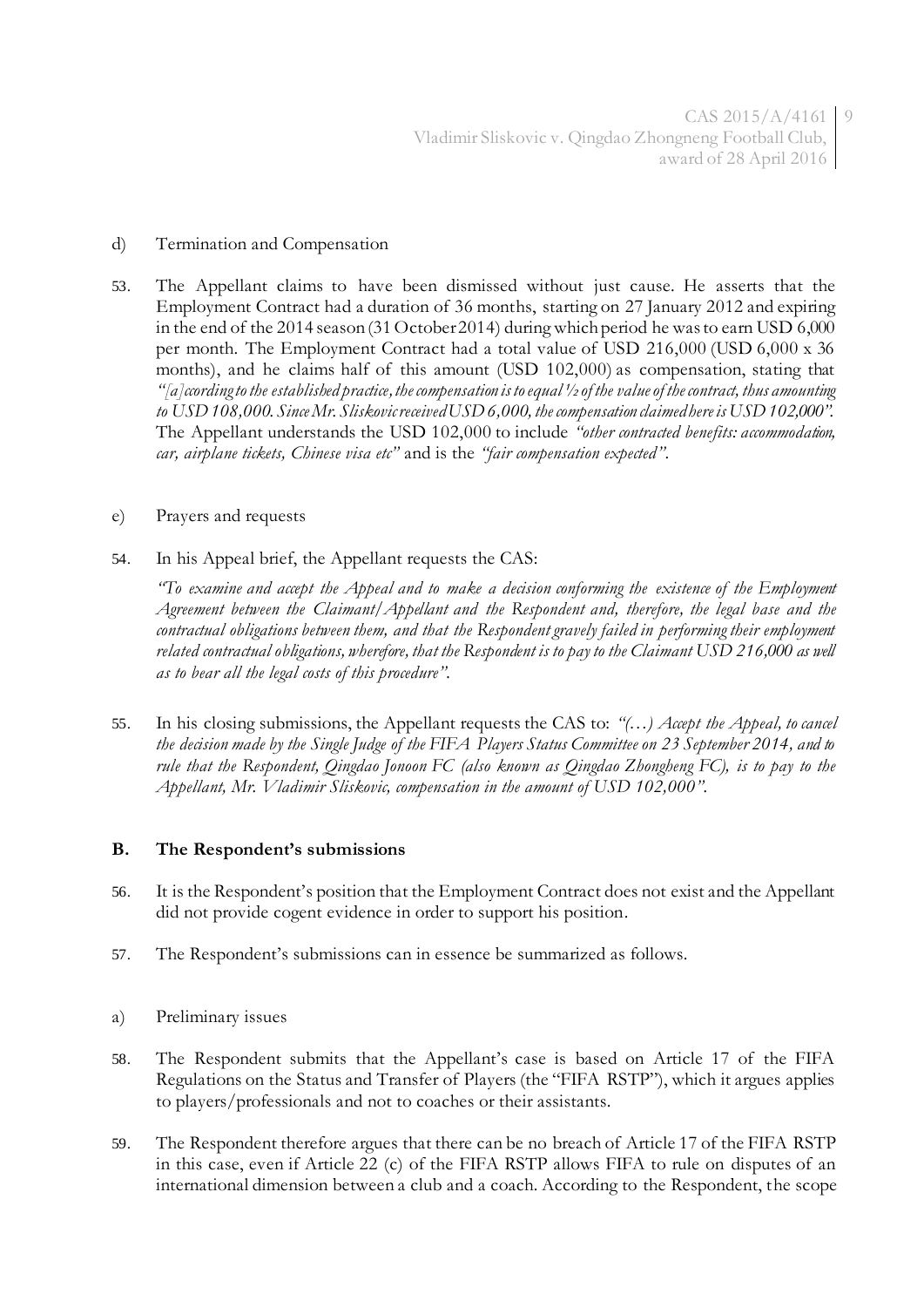d) Termination and Compensation

53. The Appellant claims to have been dismissed without just cause. He asserts that the Employment Contract had a duration of 36 months, starting on 27 January 2012 and expiring in the end of the 2014 season (31 October 2014) during which period he was to earn USD 6,000 per month. The Employment Contract had a total value of USD 216,000 (USD 6,000 x 36 months), and he claims half of this amount (USD 102,000) as compensation, stating that *"[a]ccording to the established practice, the compensation is to equal ½ of the value of the contract, thus amounting to USD 108,000. Since Mr. Sliskovic received USD 6,000, the compensation claimed here is USD 102,000"*. The Appellant understands the USD 102,000 to include *"other contracted benefits: accommodation, car, airplane tickets, Chinese visa etc"* and is the *"fair compensation expected"*.

e) Prayers and requests

54. In his Appeal brief, the Appellant requests the CAS:

*"To examine and accept the Appeal and to make a decision conforming the existence of the Employment Agreement between the Claimant/Appellant and the Respondent and, therefore, the legal base and the contractual obligations between them, and that the Respondent gravely failed in performing their employment related contractual obligations, wherefore, that the Respondent is to pay to the Claimant USD 216,000 as well as to bear all the legal costs of this procedure".*

55. In his closing submissions, the Appellant requests the CAS to: *"(…) Accept the Appeal, to cancel the decision made by the Single Judge of the FIFA Players Status Committee on 23 September 2014, and to rule that the Respondent, Qingdao Jonoon FC (also known as Qingdao Zhongheng FC), is to pay to the Appellant, Mr. Vladimir Sliskovic, compensation in the amount of USD 102,000".*

**B. The Respondent's submissions**

56. It is the Respondent's position that the Employment Contract does not exist and the Appellant did not provide cogent evidence in order to support his position.

57. The Respondent's submissions can in essence be summarized as follows.

a) Preliminary issues

58. The Respondent submits that the Appellant's case is based on Article 17 of the FIFA Regulations on the Status and Transfer of Players (the "FIFA RSTP"), which it argues applies to players/professionals and not to coaches or their assistants.

59. The Respondent therefore argues that there can be no breach of Article 17 of the FIFA RSTP in this case, even if Article 22 (c) of the FIFA RSTP allows FIFA to rule on disputes of an international dimension between a club and a coach. According to the Respondent, the scope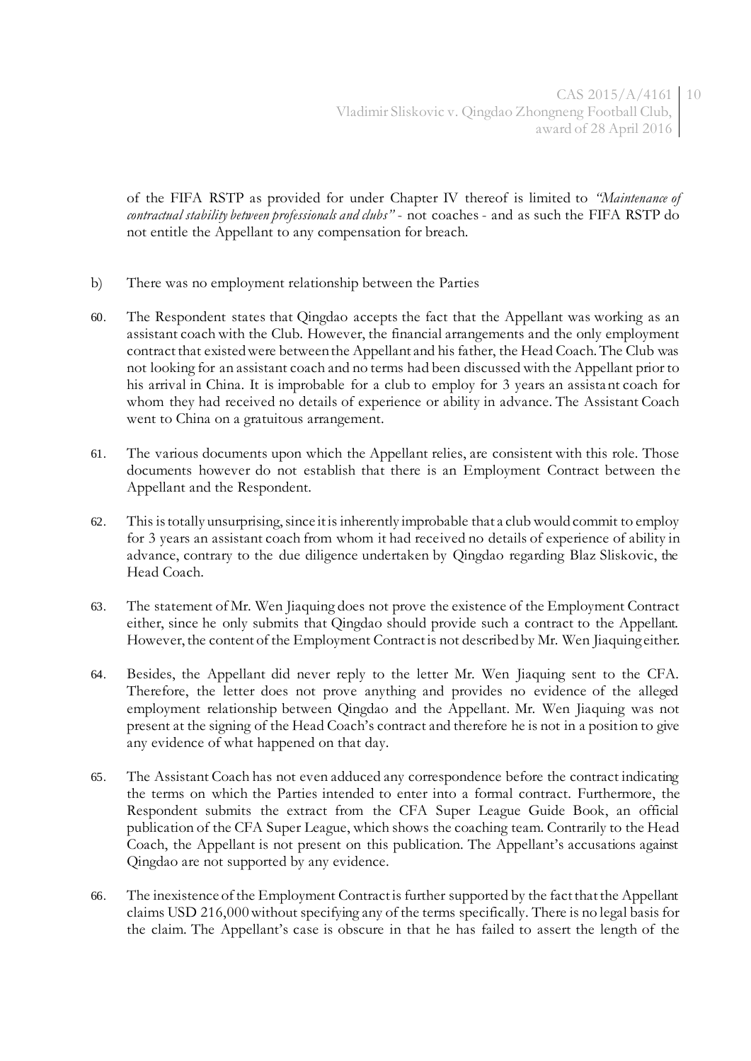of the FIFA RSTP as provided for under Chapter IV thereof is limited to *"Maintenance of contractual stability between professionals and clubs"* - not coaches - and as such the FIFA RSTP do not entitle the Appellant to any compensation for breach.

b) There was no employment relationship between the Parties

60. The Respondent states that Qingdao accepts the fact that the Appellant was working as an assistant coach with the Club. However, the financial arrangements and the only employment contract that existed were between the Appellant and his father, the Head Coach. The Club was not looking for an assistant coach and no terms had been discussed with the Appellant prior to his arrival in China. It is improbable for a club to employ for 3 years an assistant coach for whom they had received no details of experience or ability in advance. The Assistant Coach went to China on a gratuitous arrangement.

61. The various documents upon which the Appellant relies, are consistent with this role. Those documents however do not establish that there is an Employment Contract between the Appellant and the Respondent.

62. This is totally unsurprising, since it is inherently improbable that a club would commit to employ for 3 years an assistant coach from whom it had received no details of experience of ability in advance, contrary to the due diligence undertaken by Qingdao regarding Blaz Sliskovic, the Head Coach.

63. The statement of Mr. Wen Jiaquing does not prove the existence of the Employment Contract either, since he only submits that Qingdao should provide such a contract to the Appellant. However, the content of the Employment Contract is not described by Mr. Wen Jiaquing either.

64. Besides, the Appellant did never reply to the letter Mr. Wen Jiaquing sent to the CFA. Therefore, the letter does not prove anything and provides no evidence of the alleged employment relationship between Qingdao and the Appellant. Mr. Wen Jiaquing was not present at the signing of the Head Coach's contract and therefore he is not in a position to give any evidence of what happened on that day.

65. The Assistant Coach has not even adduced any correspondence before the contract indicating the terms on which the Parties intended to enter into a formal contract. Furthermore, the Respondent submits the extract from the CFA Super League Guide Book, an official publication of the CFA Super League, which shows the coaching team. Contrarily to the Head Coach, the Appellant is not present on this publication. The Appellant's accusations against Qingdao are not supported by any evidence.

66. The inexistence of the Employment Contract is further supported by the fact that the Appellant claims USD 216,000 without specifying any of the terms specifically. There is no legal basis for the claim. The Appellant's case is obscure in that he has failed to assert the length of the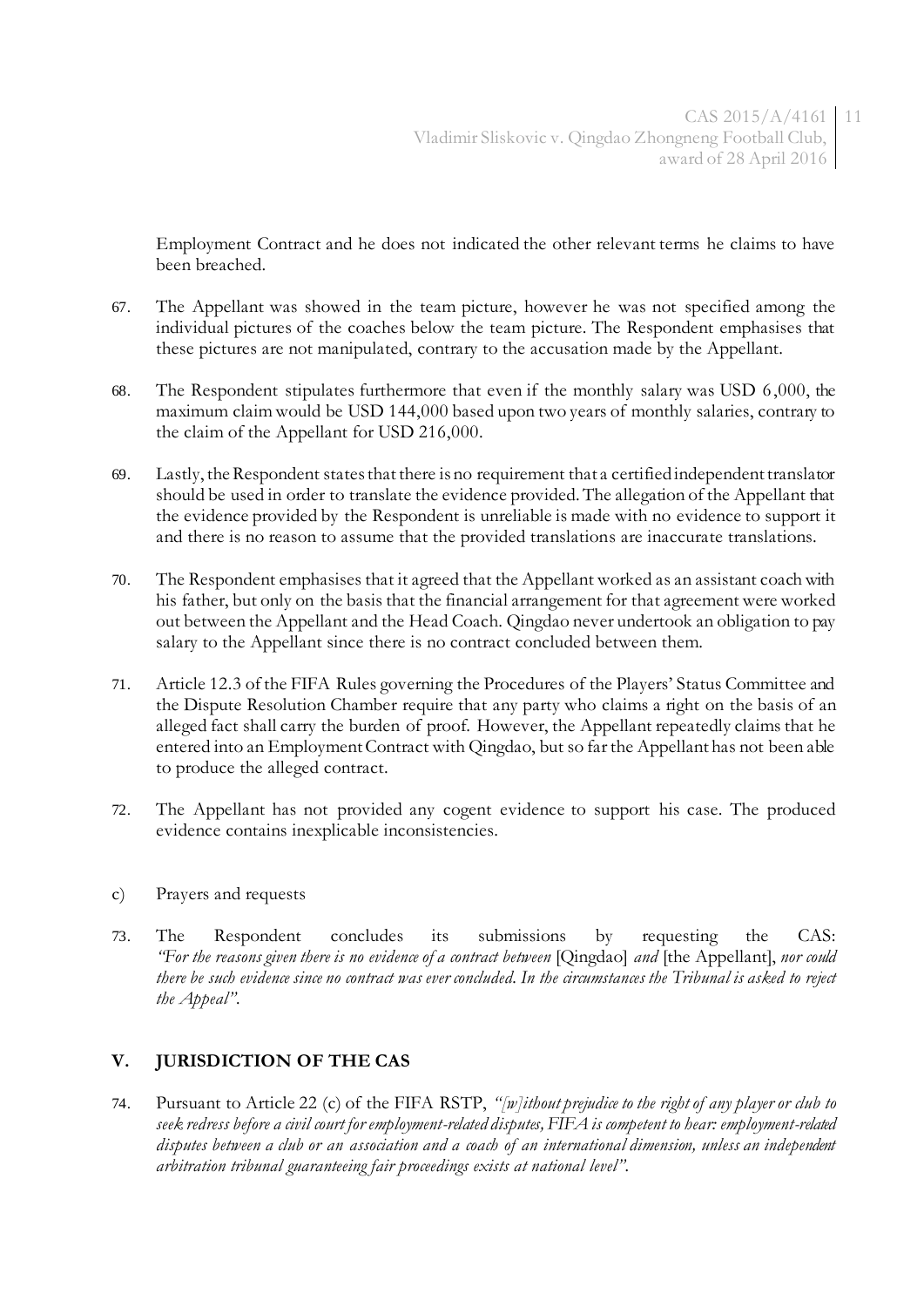Employment Contract and he does not indicated the other relevant terms he claims to have been breached.

67. The Appellant was showed in the team picture, however he was not specified among the individual pictures of the coaches below the team picture. The Respondent emphasises that these pictures are not manipulated, contrary to the accusation made by the Appellant.

68. The Respondent stipulates furthermore that even if the monthly salary was USD 6,000, the maximum claim would be USD 144,000 based upon two years of monthly salaries, contrary to the claim of the Appellant for USD 216,000.

69. Lastly, the Respondent states that there is no requirement that a certified independent translator should be used in order to translate the evidence provided. The allegation of the Appellant that the evidence provided by the Respondent is unreliable is made with no evidence to support it and there is no reason to assume that the provided translations are inaccurate translations.

70. The Respondent emphasises that it agreed that the Appellant worked as an assistant coach with his father, but only on the basis that the financial arrangement for that agreement were worked out between the Appellant and the Head Coach. Qingdao never undertook an obligation to pay salary to the Appellant since there is no contract concluded between them.

71. Article 12.3 of the FIFA Rules governing the Procedures of the Players' Status Committee and the Dispute Resolution Chamber require that any party who claims a right on the basis of an alleged fact shall carry the burden of proof. However, the Appellant repeatedly claims that he entered into an Employment Contract with Qingdao, but so far the Appellant has not been able to produce the alleged contract.

72. The Appellant has not provided any cogent evidence to support his case. The produced evidence contains inexplicable inconsistencies.

c) Prayers and requests

73. The Respondent concludes its submissions by requesting the CAS: *"For the reasons given there is no evidence of a contract between* [Qingdao] *and* [the Appellant], *nor could there be such evidence since no contract was ever concluded. In the circumstances the Tribunal is asked to reject the Appeal"*.

## V. JURISDICTION OF THE CAS

74. Pursuant to Article 22 (c) of the FIFA RSTP, *"[w]ithout prejudice to the right of any player or club to seek redress before a civil court for employment-related disputes, FIFA is competent to hear: employment-related disputes between a club or an association and a coach of an international dimension, unless an independent arbitration tribunal guaranteeing fair proceedings exists at national level"*.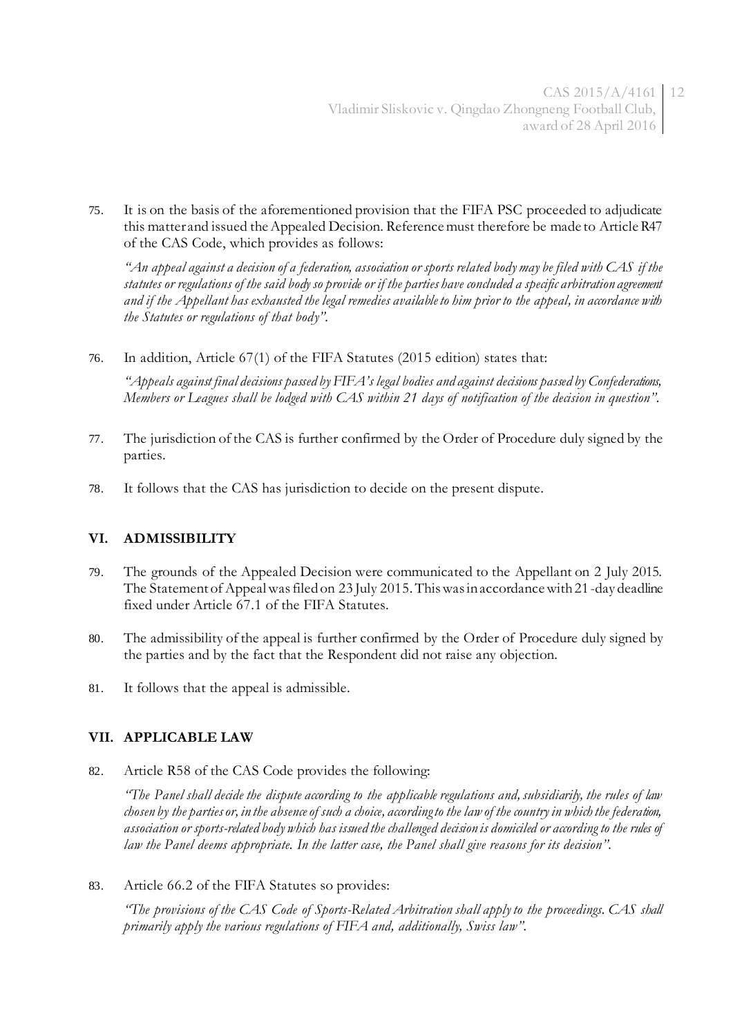75. It is on the basis of the aforementioned provision that the FIFA PSC proceeded to adjudicate this matter and issued the Appealed Decision. Reference must therefore be made to Article R47 of the CAS Code, which provides as follows:

*"An appeal against a decision of a federation, association or sports related body may be filed with CAS if the statutes or regulations of the said body so provide or if the parties have concluded a specific arbitration agreement and if the Appellant has exhausted the legal remedies available to him prior to the appeal, in accordance with the Statutes or regulations of that body"*.

76. In addition, Article 67(1) of the FIFA Statutes (2015 edition) states that:

*"Appeals against final decisions passed by FIFA's legal bodies and against decisions passed by Confederations, Members or Leagues shall be lodged with CAS within 21 days of notification of the decision in question"*.

77. The jurisdiction of the CAS is further confirmed by the Order of Procedure duly signed by the parties.

78. It follows that the CAS has jurisdiction to decide on the present dispute.

## VI. ADMISSIBILITY

79. The grounds of the Appealed Decision were communicated to the Appellant on 2 July 2015. The Statement of Appeal was filed on 23 July 2015. This was in accordance with 21-day deadline fixed under Article 67.1 of the FIFA Statutes.

80. The admissibility of the appeal is further confirmed by the Order of Procedure duly signed by the parties and by the fact that the Respondent did not raise any objection.

81. It follows that the appeal is admissible.

## VII. APPLICABLE LAW

82. Article R58 of the CAS Code provides the following:

*"The Panel shall decide the dispute according to the applicable regulations and, subsidiarily, the rules of law chosen by the parties or, in the absence of such a choice, according to the law of the country in which the federation, association or sports-related body which has issued the challenged decision is domiciled or according to the rules of law the Panel deems appropriate. In the latter case, the Panel shall give reasons for its decision"*.

83. Article 66.2 of the FIFA Statutes so provides:

*"The provisions of the CAS Code of Sports-Related Arbitration shall apply to the proceedings. CAS shall primarily apply the various regulations of FIFA and, additionally, Swiss law"*.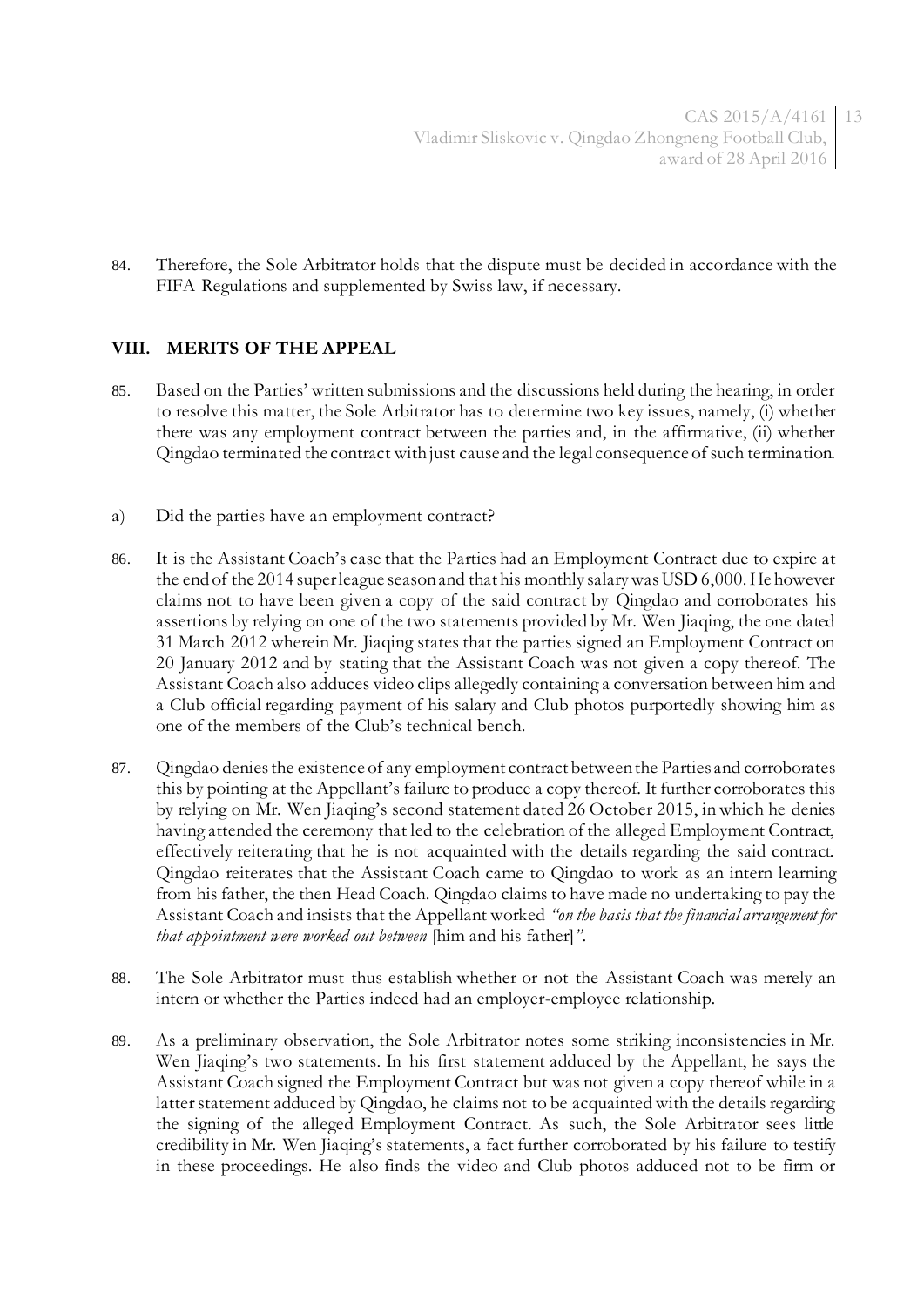84. Therefore, the Sole Arbitrator holds that the dispute must be decided in accordance with the FIFA Regulations and supplemented by Swiss law, if necessary.

## VIII. MERITS OF THE APPEAL

85. Based on the Parties' written submissions and the discussions held during the hearing, in order to resolve this matter, the Sole Arbitrator has to determine two key issues, namely, (i) whether there was any employment contract between the parties and, in the affirmative, (ii) whether Qingdao terminated the contract with just cause and the legal consequence of such termination.

a) Did the parties have an employment contract?

86. It is the Assistant Coach's case that the Parties had an Employment Contract due to expire at the end of the 2014 super league season and that his monthly salary was USD 6,000. He however claims not to have been given a copy of the said contract by Qingdao and corroborates his assertions by relying on one of the two statements provided by Mr. Wen Jiaqing, the one dated 31 March 2012 wherein Mr. Jiaqing states that the parties signed an Employment Contract on 20 January 2012 and by stating that the Assistant Coach was not given a copy thereof. The Assistant Coach also adduces video clips allegedly containing a conversation between him and a Club official regarding payment of his salary and Club photos purportedly showing him as one of the members of the Club's technical bench.

87. Qingdao denies the existence of any employment contract between the Parties and corroborates this by pointing at the Appellant's failure to produce a copy thereof. It further corroborates this by relying on Mr. Wen Jiaqing's second statement dated 26 October 2015, in which he denies having attended the ceremony that led to the celebration of the alleged Employment Contract, effectively reiterating that he is not acquainted with the details regarding the said contract. Qingdao reiterates that the Assistant Coach came to Qingdao to work as an intern learning from his father, the then Head Coach. Qingdao claims to have made no undertaking to pay the Assistant Coach and insists that the Appellant worked *"on the basis that the financial arrangement for that appointment were worked out between* [him and his father]*"*.

88. The Sole Arbitrator must thus establish whether or not the Assistant Coach was merely an intern or whether the Parties indeed had an employer-employee relationship.

89. As a preliminary observation, the Sole Arbitrator notes some striking inconsistencies in Mr. Wen Jiaqing's two statements. In his first statement adduced by the Appellant, he says the Assistant Coach signed the Employment Contract but was not given a copy thereof while in a latter statement adduced by Qingdao, he claims not to be acquainted with the details regarding the signing of the alleged Employment Contract. As such, the Sole Arbitrator sees little credibility in Mr. Wen Jiaqing's statements, a fact further corroborated by his failure to testify in these proceedings. He also finds the video and Club photos adduced not to be firm or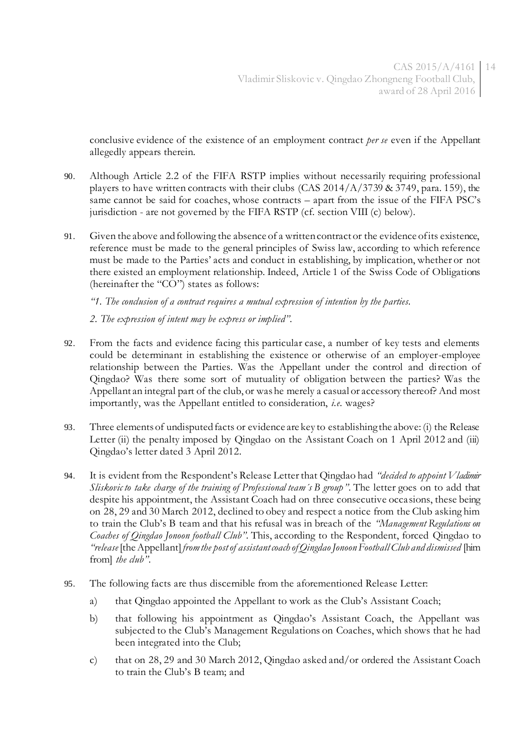conclusive evidence of the existence of an employment contract *per se* even if the Appellant allegedly appears therein.

90. Although Article 2.2 of the FIFA RSTP implies without necessarily requiring professional players to have written contracts with their clubs (CAS 2014/A/3739 & 3749, para. 159), the same cannot be said for coaches, whose contracts – apart from the issue of the FIFA PSC's jurisdiction - are not governed by the FIFA RSTP (cf. section VIII (c) below).

91. Given the above and following the absence of a written contract or the evidence of its existence, reference must be made to the general principles of Swiss law, according to which reference must be made to the Parties' acts and conduct in establishing, by implication, whether or not there existed an employment relationship. Indeed, Article 1 of the Swiss Code of Obligations (hereinafter the "CO") states as follows:

*"1. The conclusion of a contract requires a mutual expression of intention by the parties.*

*2. The expression of intent may be express or implied".*

92. From the facts and evidence facing this particular case, a number of key tests and elements could be determinant in establishing the existence or otherwise of an employer-employee relationship between the Parties. Was the Appellant under the control and direction of Qingdao? Was there some sort of mutuality of obligation between the parties? Was the Appellant an integral part of the club, or was he merely a casual or accessory thereof? And most importantly, was the Appellant entitled to consideration, *i.e.* wages?

93. Three elements of undisputed facts or evidence are key to establishing the above: (i) the Release Letter (ii) the penalty imposed by Qingdao on the Assistant Coach on 1 April 2012 and (iii) Qingdao's letter dated 3 April 2012.

94. It is evident from the Respondent's Release Letter that Qingdao had *"decided to appoint Vladimir Sliskovic to take charge of the training of Professional team´s B group"*. The letter goes on to add that despite his appointment, the Assistant Coach had on three consecutive occasions, these being on 28, 29 and 30 March 2012, declined to obey and respect a notice from the Club asking him to train the Club's B team and that his refusal was in breach of the *"Management Regulations on Coaches of Qingdao Jonoon football Club"*. This, according to the Respondent, forced Qingdao to *"release* [the Appellant] *from the post of assistant coach of Qingdao Jonoon Football Club and dismissed* [him from] *the club"*.

95. The following facts are thus discernible from the aforementioned Release Letter:

    a) that Qingdao appointed the Appellant to work as the Club's Assistant Coach;

    b) that following his appointment as Qingdao's Assistant Coach, the Appellant was subjected to the Club's Management Regulations on Coaches, which shows that he had been integrated into the Club;

    c) that on 28, 29 and 30 March 2012, Qingdao asked and/or ordered the Assistant Coach to train the Club's B team; and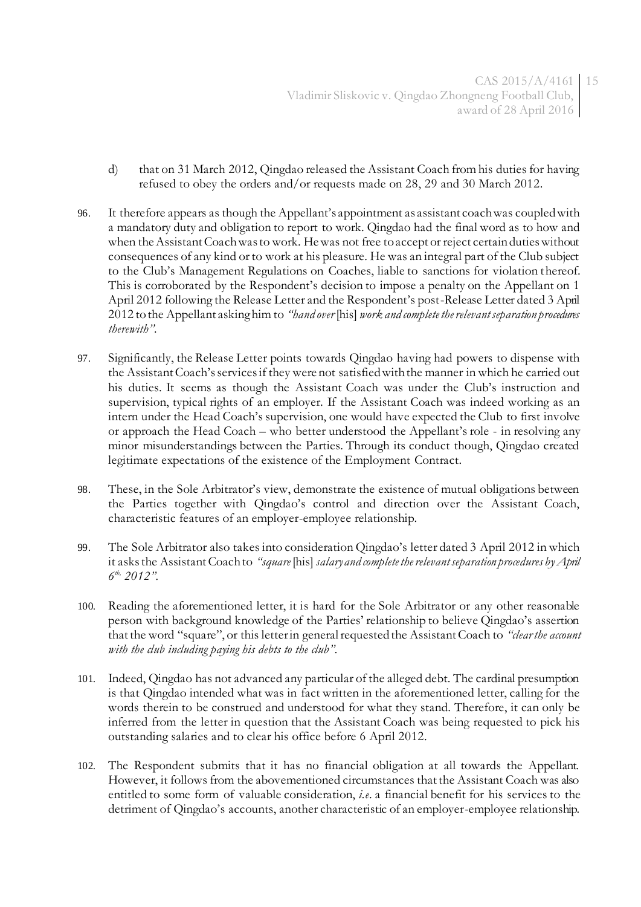d) that on 31 March 2012, Qingdao released the Assistant Coach from his duties for having refused to obey the orders and/or requests made on 28, 29 and 30 March 2012.

96. It therefore appears as though the Appellant's appointment as assistant coach was coupled with a mandatory duty and obligation to report to work. Qingdao had the final word as to how and when the Assistant Coach was to work. He was not free to accept or reject certain duties without consequences of any kind or to work at his pleasure. He was an integral part of the Club subject to the Club's Management Regulations on Coaches, liable to sanctions for violation thereof. This is corroborated by the Respondent's decision to impose a penalty on the Appellant on 1 April 2012 following the Release Letter and the Respondent's post-Release Letter dated 3 April 2012 to the Appellant asking him to *"hand over* [his] *work and complete the relevant separation procedures therewith"*.

97. Significantly, the Release Letter points towards Qingdao having had powers to dispense with the Assistant Coach's services if they were not satisfied with the manner in which he carried out his duties. It seems as though the Assistant Coach was under the Club's instruction and supervision, typical rights of an employer. If the Assistant Coach was indeed working as an intern under the Head Coach's supervision, one would have expected the Club to first involve or approach the Head Coach – who better understood the Appellant's role - in resolving any minor misunderstandings between the Parties. Through its conduct though, Qingdao created legitimate expectations of the existence of the Employment Contract.

98. These, in the Sole Arbitrator's view, demonstrate the existence of mutual obligations between the Parties together with Qingdao's control and direction over the Assistant Coach, characteristic features of an employer-employee relationship.

99. The Sole Arbitrator also takes into consideration Qingdao's letter dated 3 April 2012 in which it asks the Assistant Coach to *"square* [his] *salary and complete the relevant separation procedures by April 6th, 2012"*.

100. Reading the aforementioned letter, it is hard for the Sole Arbitrator or any other reasonable person with background knowledge of the Parties' relationship to believe Qingdao's assertion that the word "square", or this letter in general requested the Assistant Coach to *"clear the account with the club including paying his debts to the club"*.

101. Indeed, Qingdao has not advanced any particular of the alleged debt. The cardinal presumption is that Qingdao intended what was in fact written in the aforementioned letter, calling for the words therein to be construed and understood for what they stand. Therefore, it can only be inferred from the letter in question that the Assistant Coach was being requested to pick his outstanding salaries and to clear his office before 6 April 2012.

102. The Respondent submits that it has no financial obligation at all towards the Appellant. However, it follows from the abovementioned circumstances that the Assistant Coach was also entitled to some form of valuable consideration, *i.e.* a financial benefit for his services to the detriment of Qingdao's accounts, another characteristic of an employer-employee relationship.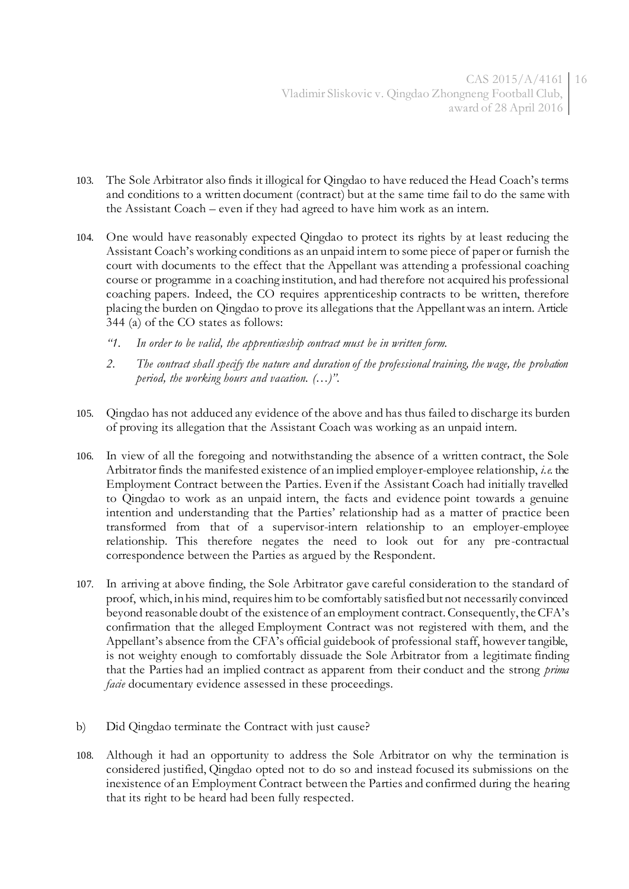103. The Sole Arbitrator also finds it illogical for Qingdao to have reduced the Head Coach's terms and conditions to a written document (contract) but at the same time fail to do the same with the Assistant Coach – even if they had agreed to have him work as an intern.

104. One would have reasonably expected Qingdao to protect its rights by at least reducing the Assistant Coach's working conditions as an unpaid intern to some piece of paper or furnish the court with documents to the effect that the Appellant was attending a professional coaching course or programme in a coaching institution, and had therefore not acquired his professional coaching papers. Indeed, the CO requires apprenticeship contracts to be written, therefore placing the burden on Qingdao to prove its allegations that the Appellant was an intern. Article 344 (a) of the CO states as follows:

    *"1. In order to be valid, the apprenticeship contract must be in written form.*

    *2. The contract shall specify the nature and duration of the professional training, the wage, the probation period, the working hours and vacation. (…)".*

105. Qingdao has not adduced any evidence of the above and has thus failed to discharge its burden of proving its allegation that the Assistant Coach was working as an unpaid intern.

106. In view of all the foregoing and notwithstanding the absence of a written contract, the Sole Arbitrator finds the manifested existence of an implied employer-employee relationship, *i.e.* the Employment Contract between the Parties. Even if the Assistant Coach had initially travelled to Qingdao to work as an unpaid intern, the facts and evidence point towards a genuine intention and understanding that the Parties' relationship had as a matter of practice been transformed from that of a supervisor-intern relationship to an employer-employee relationship. This therefore negates the need to look out for any pre-contractual correspondence between the Parties as argued by the Respondent.

107. In arriving at above finding, the Sole Arbitrator gave careful consideration to the standard of proof, which, in his mind, requires him to be comfortably satisfied but not necessarily convinced beyond reasonable doubt of the existence of an employment contract. Consequently, the CFA's confirmation that the alleged Employment Contract was not registered with them, and the Appellant's absence from the CFA's official guidebook of professional staff, however tangible, is not weighty enough to comfortably dissuade the Sole Arbitrator from a legitimate finding that the Parties had an implied contract as apparent from their conduct and the strong *prima facie* documentary evidence assessed in these proceedings.

b) Did Qingdao terminate the Contract with just cause?

108. Although it had an opportunity to address the Sole Arbitrator on why the termination is considered justified, Qingdao opted not to do so and instead focused its submissions on the inexistence of an Employment Contract between the Parties and confirmed during the hearing that its right to be heard had been fully respected.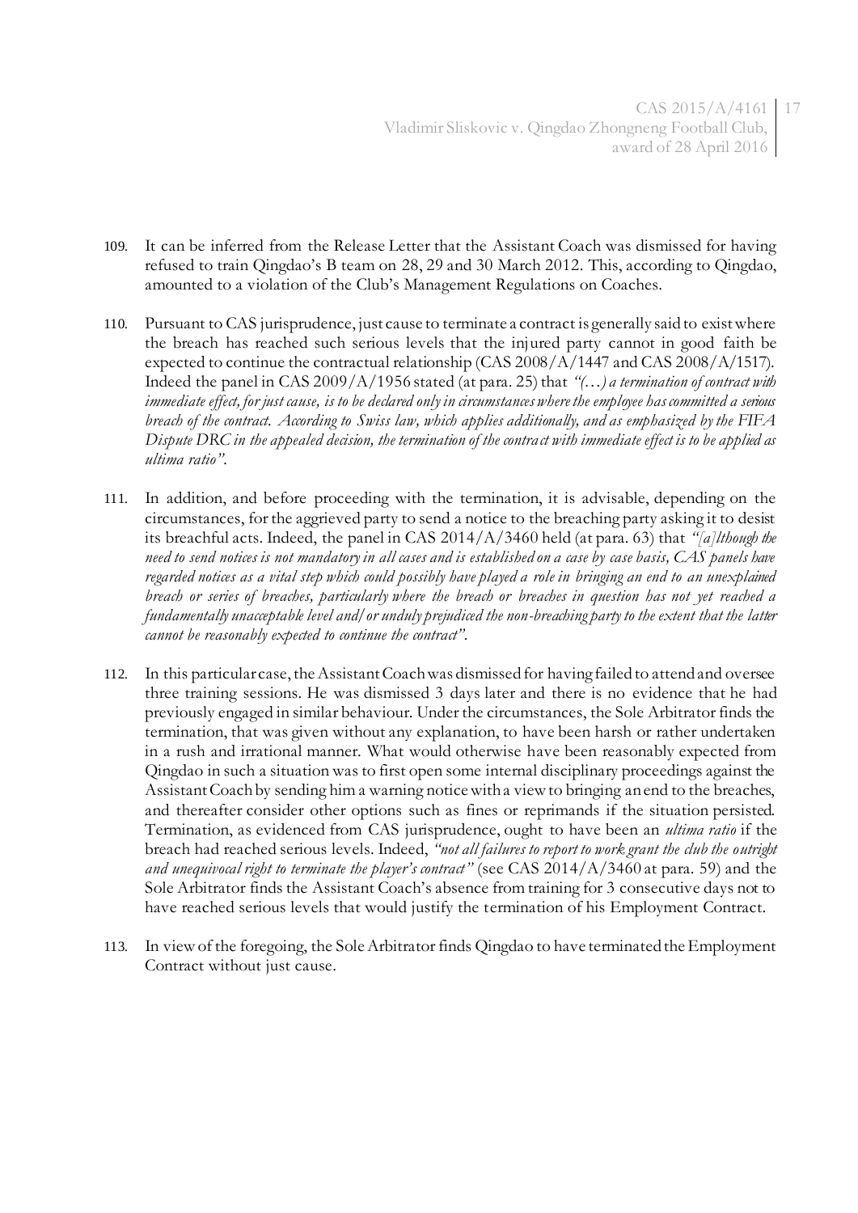109. It can be inferred from the Release Letter that the Assistant Coach was dismissed for having refused to train Qingdao's B team on 28, 29 and 30 March 2012. This, according to Qingdao, amounted to a violation of the Club's Management Regulations on Coaches.

110. Pursuant to CAS jurisprudence, just cause to terminate a contract is generally said to exist where the breach has reached such serious levels that the injured party cannot in good faith be expected to continue the contractual relationship (CAS 2008/A/1447 and CAS 2008/A/1517). Indeed the panel in CAS 2009/A/1956 stated (at para. 25) that *"(…) a termination of contract with immediate effect, for just cause, is to be declared only in circumstances where the employee has committed a serious breach of the contract. According to Swiss law, which applies additionally, and as emphasized by the FIFA Dispute DRC in the appealed decision, the termination of the contract with immediate effect is to be applied as ultima ratio"*.

111. In addition, and before proceeding with the termination, it is advisable, depending on the circumstances, for the aggrieved party to send a notice to the breaching party asking it to desist its breachful acts. Indeed, the panel in CAS 2014/A/3460 held (at para. 63) that *"[a]lthough the need to send notices is not mandatory in all cases and is established on a case by case basis, CAS panels have regarded notices as a vital step which could possibly have played a role in bringing an end to an unexplained breach or series of breaches, particularly where the breach or breaches in question has not yet reached a fundamentally unacceptable level and/or unduly prejudiced the non-breaching party to the extent that the latter cannot be reasonably expected to continue the contract"*.

112. In this particular case, the Assistant Coach was dismissed for having failed to attend and oversee three training sessions. He was dismissed 3 days later and there is no evidence that he had previously engaged in similar behaviour. Under the circumstances, the Sole Arbitrator finds the termination, that was given without any explanation, to have been harsh or rather undertaken in a rush and irrational manner. What would otherwise have been reasonably expected from Qingdao in such a situation was to first open some internal disciplinary proceedings against the Assistant Coach by sending him a warning notice with a view to bringing an end to the breaches, and thereafter consider other options such as fines or reprimands if the situation persisted. Termination, as evidenced from CAS jurisprudence, ought to have been an *ultima ratio* if the breach had reached serious levels. Indeed, *"not all failures to report to work grant the club the outright and unequivocal right to terminate the player's contract"* (see CAS 2014/A/3460 at para. 59) and the Sole Arbitrator finds the Assistant Coach's absence from training for 3 consecutive days not to have reached serious levels that would justify the termination of his Employment Contract.

113. In view of the foregoing, the Sole Arbitrator finds Qingdao to have terminated the Employment Contract without just cause.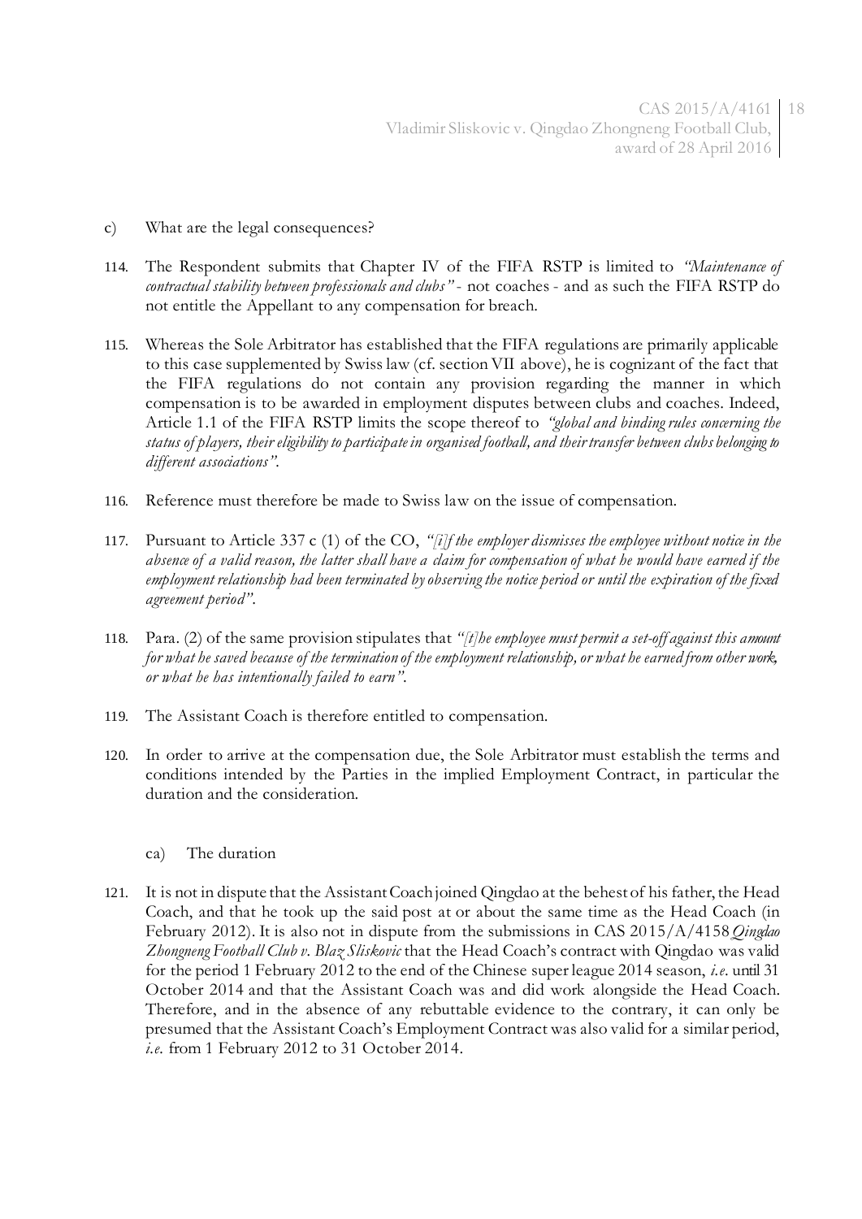c) What are the legal consequences?

114. The Respondent submits that Chapter IV of the FIFA RSTP is limited to *"Maintenance of contractual stability between professionals and clubs"* - not coaches - and as such the FIFA RSTP do not entitle the Appellant to any compensation for breach.

115. Whereas the Sole Arbitrator has established that the FIFA regulations are primarily applicable to this case supplemented by Swiss law (cf. section VII above), he is cognizant of the fact that the FIFA regulations do not contain any provision regarding the manner in which compensation is to be awarded in employment disputes between clubs and coaches. Indeed, Article 1.1 of the FIFA RSTP limits the scope thereof to *"global and binding rules concerning the status of players, their eligibility to participate in organised football, and their transfer between clubs belonging to different associations"*.

116. Reference must therefore be made to Swiss law on the issue of compensation.

117. Pursuant to Article 337 c (1) of the CO, *"[i]f the employer dismisses the employee without notice in the absence of a valid reason, the latter shall have a claim for compensation of what he would have earned if the employment relationship had been terminated by observing the notice period or until the expiration of the fixed agreement period"*.

118. Para. (2) of the same provision stipulates that *"[t]he employee must permit a set-off against this amount for what he saved because of the termination of the employment relationship, or what he earned from other work, or what he has intentionally failed to earn"*.

119. The Assistant Coach is therefore entitled to compensation.

120. In order to arrive at the compensation due, the Sole Arbitrator must establish the terms and conditions intended by the Parties in the implied Employment Contract, in particular the duration and the consideration.

ca) The duration

121. It is not in dispute that the Assistant Coach joined Qingdao at the behest of his father, the Head Coach, and that he took up the said post at or about the same time as the Head Coach (in February 2012). It is also not in dispute from the submissions in CAS 2015/A/4158 *Qingdao Zhongneng Football Club v. Blaz Sliskovic* that the Head Coach's contract with Qingdao was valid for the period 1 February 2012 to the end of the Chinese super league 2014 season, *i.e.* until 31 October 2014 and that the Assistant Coach was and did work alongside the Head Coach. Therefore, and in the absence of any rebuttable evidence to the contrary, it can only be presumed that the Assistant Coach's Employment Contract was also valid for a similar period, *i.e.* from 1 February 2012 to 31 October 2014.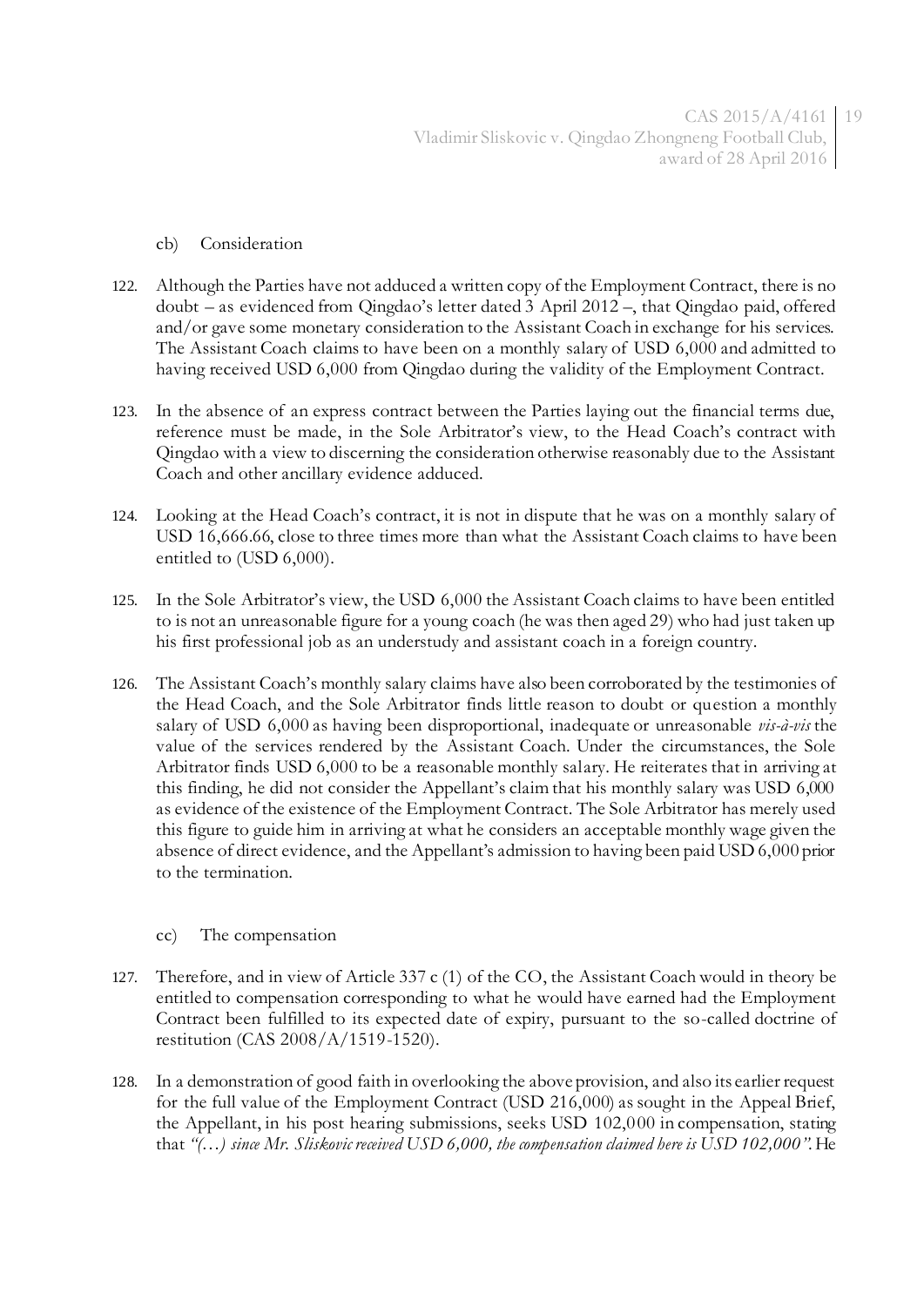cb) Consideration

122. Although the Parties have not adduced a written copy of the Employment Contract, there is no doubt – as evidenced from Qingdao's letter dated 3 April 2012 –, that Qingdao paid, offered and/or gave some monetary consideration to the Assistant Coach in exchange for his services. The Assistant Coach claims to have been on a monthly salary of USD 6,000 and admitted to having received USD 6,000 from Qingdao during the validity of the Employment Contract.

123. In the absence of an express contract between the Parties laying out the financial terms due, reference must be made, in the Sole Arbitrator's view, to the Head Coach's contract with Qingdao with a view to discerning the consideration otherwise reasonably due to the Assistant Coach and other ancillary evidence adduced.

124. Looking at the Head Coach's contract, it is not in dispute that he was on a monthly salary of USD 16,666.66, close to three times more than what the Assistant Coach claims to have been entitled to (USD 6,000).

125. In the Sole Arbitrator's view, the USD 6,000 the Assistant Coach claims to have been entitled to is not an unreasonable figure for a young coach (he was then aged 29) who had just taken up his first professional job as an understudy and assistant coach in a foreign country.

126. The Assistant Coach's monthly salary claims have also been corroborated by the testimonies of the Head Coach, and the Sole Arbitrator finds little reason to doubt or question a monthly salary of USD 6,000 as having been disproportional, inadequate or unreasonable *vis-à-vis* the value of the services rendered by the Assistant Coach. Under the circumstances, the Sole Arbitrator finds USD 6,000 to be a reasonable monthly salary. He reiterates that in arriving at this finding, he did not consider the Appellant's claim that his monthly salary was USD 6,000 as evidence of the existence of the Employment Contract. The Sole Arbitrator has merely used this figure to guide him in arriving at what he considers an acceptable monthly wage given the absence of direct evidence, and the Appellant's admission to having been paid USD 6,000 prior to the termination.

cc) The compensation

127. Therefore, and in view of Article 337 c (1) of the CO, the Assistant Coach would in theory be entitled to compensation corresponding to what he would have earned had the Employment Contract been fulfilled to its expected date of expiry, pursuant to the so-called doctrine of restitution (CAS 2008/A/1519-1520).

128. In a demonstration of good faith in overlooking the above provision, and also its earlier request for the full value of the Employment Contract (USD 216,000) as sought in the Appeal Brief, the Appellant, in his post hearing submissions, seeks USD 102,000 in compensation, stating that *"(…) since Mr. Sliskovic received USD 6,000, the compensation claimed here is USD 102,000"*. He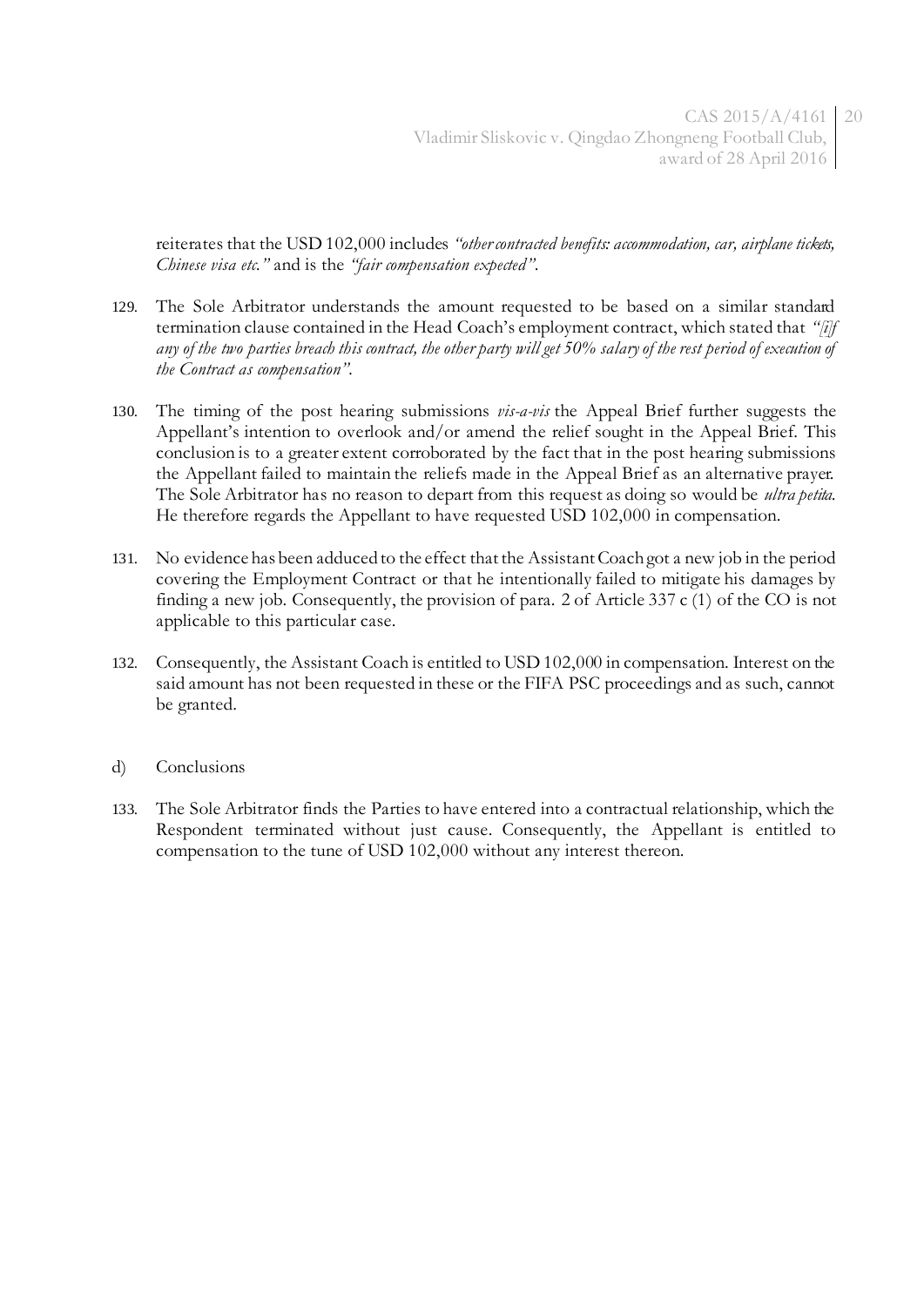reiterates that the USD 102,000 includes *"other contracted benefits: accommodation, car, airplane tickets, Chinese visa etc."* and is the *"fair compensation expected"*.

129. The Sole Arbitrator understands the amount requested to be based on a similar standard termination clause contained in the Head Coach's employment contract, which stated that *"[i]f any of the two parties breach this contract, the other party will get 50% salary of the rest period of execution of the Contract as compensation"*.

130. The timing of the post hearing submissions *vis-a-vis* the Appeal Brief further suggests the Appellant's intention to overlook and/or amend the relief sought in the Appeal Brief. This conclusion is to a greater extent corroborated by the fact that in the post hearing submissions the Appellant failed to maintain the reliefs made in the Appeal Brief as an alternative prayer. The Sole Arbitrator has no reason to depart from this request as doing so would be *ultra petita*. He therefore regards the Appellant to have requested USD 102,000 in compensation.

131. No evidence has been adduced to the effect that the Assistant Coach got a new job in the period covering the Employment Contract or that he intentionally failed to mitigate his damages by finding a new job. Consequently, the provision of para. 2 of Article 337 c (1) of the CO is not applicable to this particular case.

132. Consequently, the Assistant Coach is entitled to USD 102,000 in compensation. Interest on the said amount has not been requested in these or the FIFA PSC proceedings and as such, cannot be granted.

d) Conclusions

133. The Sole Arbitrator finds the Parties to have entered into a contractual relationship, which the Respondent terminated without just cause. Consequently, the Appellant is entitled to compensation to the tune of USD 102,000 without any interest thereon.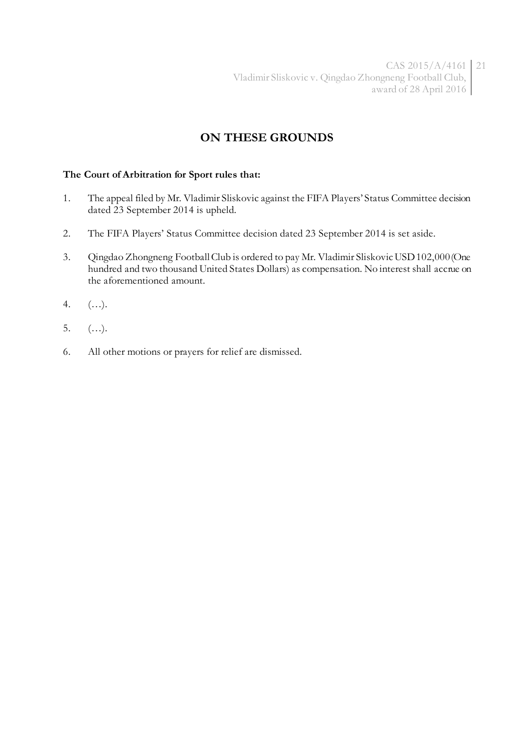## ON THESE GROUNDS

**The Court of Arbitration for Sport rules that:**

1. The appeal filed by Mr. Vladimir Sliskovic against the FIFA Players' Status Committee decision dated 23 September 2014 is upheld.

2. The FIFA Players' Status Committee decision dated 23 September 2014 is set aside.

3. Qingdao Zhongneng Football Club is ordered to pay Mr. Vladimir Sliskovic USD 102,000 (One hundred and two thousand United States Dollars) as compensation. No interest shall accrue on the aforementioned amount.

4. (…).

5. (…).

6. All other motions or prayers for relief are dismissed.